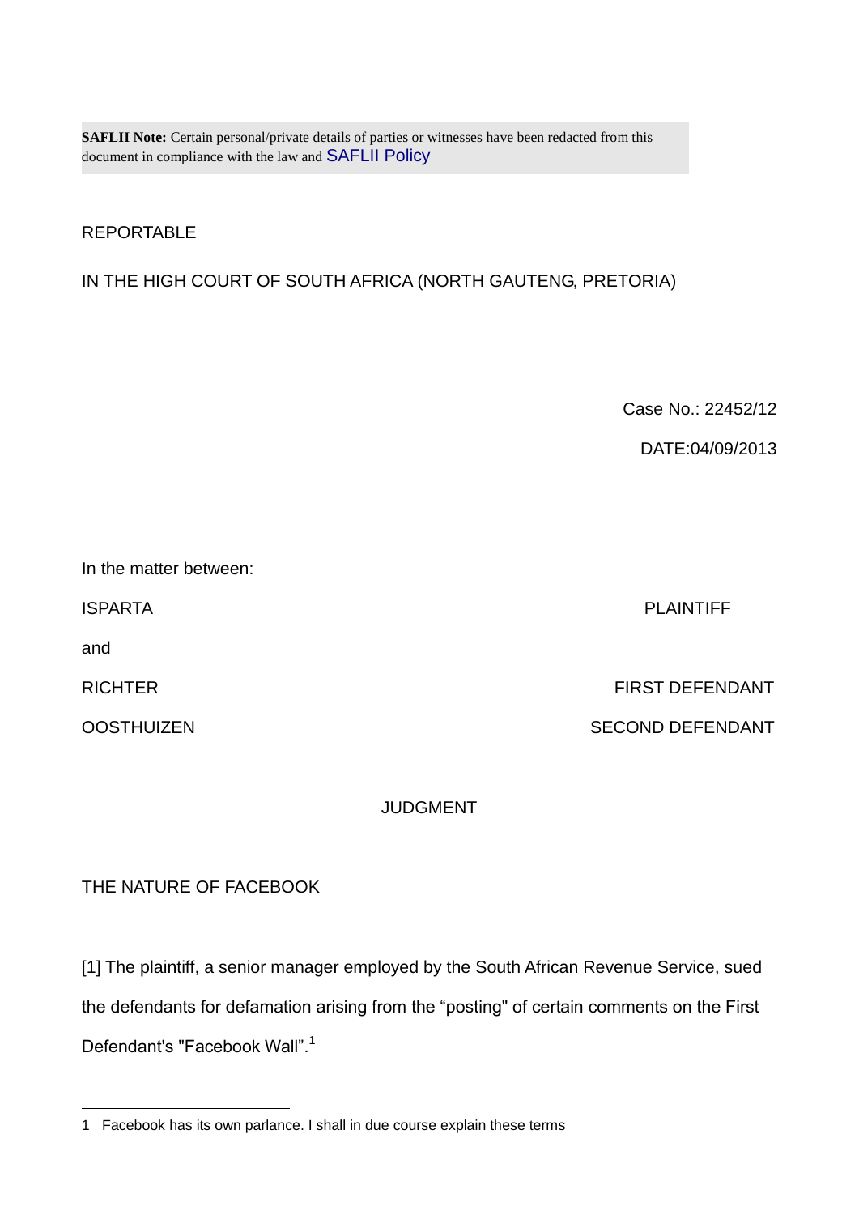**SAFLII Note:** Certain personal/private details of parties or witnesses have been redacted from this document in compliance with the law and [SAFLII Policy]

REPORTABLE

IN THE HIGH COURT OF SOUTH AFRICA (NORTH GAUTENG, PRETORIA)

Case No.: 22452/12

DATE:04/09/2013

In the matter between:

| | |
|---|---|
| ISPARTA | PLAINTIFF |
| and | |
| RICHTER | FIRST DEFENDANT |
| OOSTHUIZEN | SECOND DEFENDANT |

JUDGMENT

THE NATURE OF FACEBOOK

[1] The plaintiff, a senior manager employed by the South African Revenue Service, sued the defendants for defamation arising from the "posting" of certain comments on the First Defendant's "Facebook Wall".[1]

---

1 Facebook has its own parlance. I shall in due course explain these terms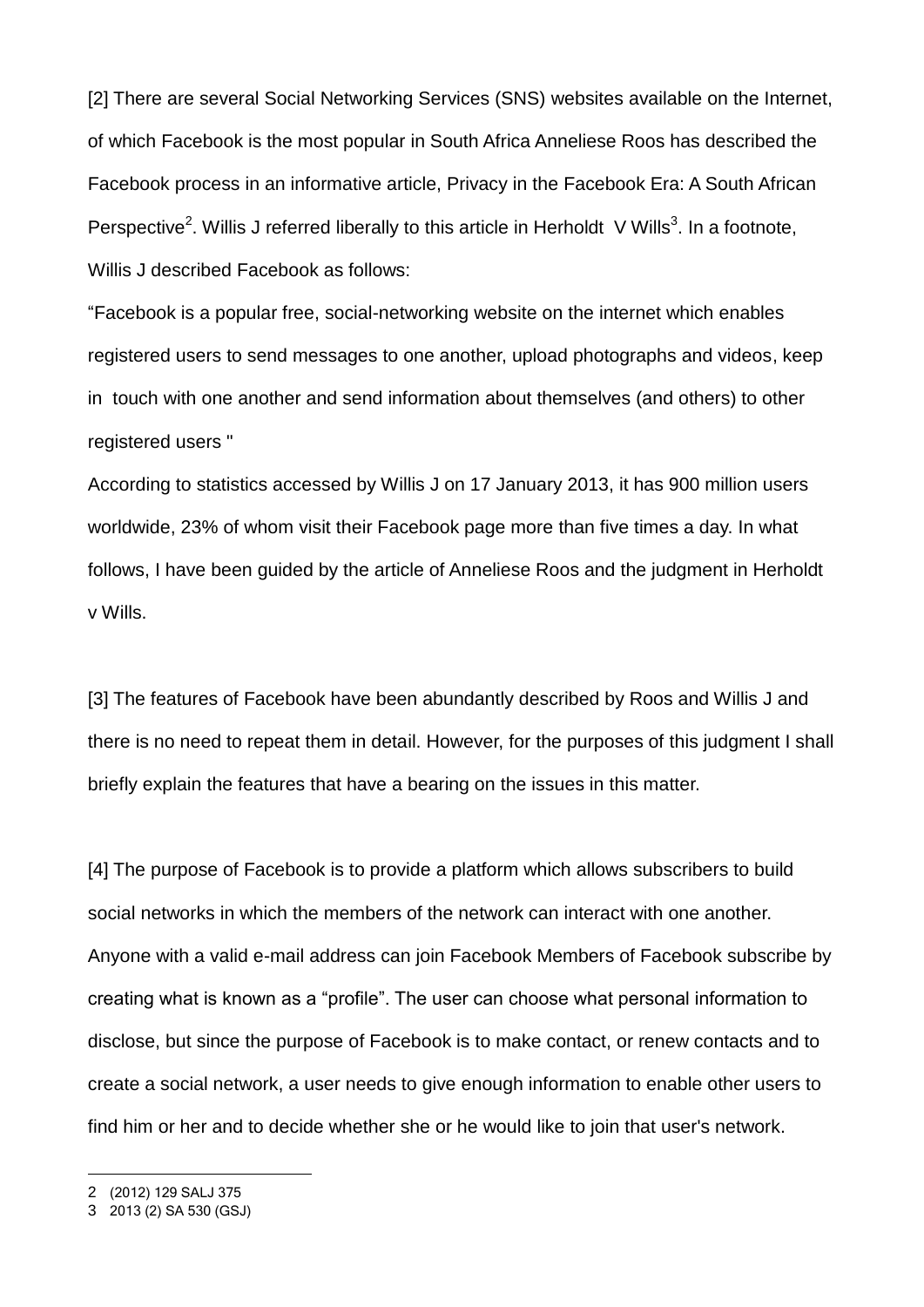[2] There are several Social Networking Services (SNS) websites available on the Internet, of which Facebook is the most popular in South Africa Anneliese Roos has described the Facebook process in an informative article, Privacy in the Facebook Era: A South African Perspective[2]. Willis J referred liberally to this article in Herholdt V Wills[3]. In a footnote, Willis J described Facebook as follows:

"Facebook is a popular free, social-networking website on the internet which enables registered users to send messages to one another, upload photographs and videos, keep in touch with one another and send information about themselves (and others) to other registered users "

According to statistics accessed by Willis J on 17 January 2013, it has 900 million users worldwide, 23% of whom visit their Facebook page more than five times a day. In what follows, I have been guided by the article of Anneliese Roos and the judgment in Herholdt v Wills.

[3] The features of Facebook have been abundantly described by Roos and Willis J and there is no need to repeat them in detail. However, for the purposes of this judgment I shall briefly explain the features that have a bearing on the issues in this matter.

[4] The purpose of Facebook is to provide a platform which allows subscribers to build social networks in which the members of the network can interact with one another. Anyone with a valid e-mail address can join Facebook Members of Facebook subscribe by creating what is known as a "profile". The user can choose what personal information to disclose, but since the purpose of Facebook is to make contact, or renew contacts and to create a social network, a user needs to give enough information to enable other users to find him or her and to decide whether she or he would like to join that user's network.

---

2 (2012) 129 SALJ 375

3 2013 (2) SA 530 (GSJ)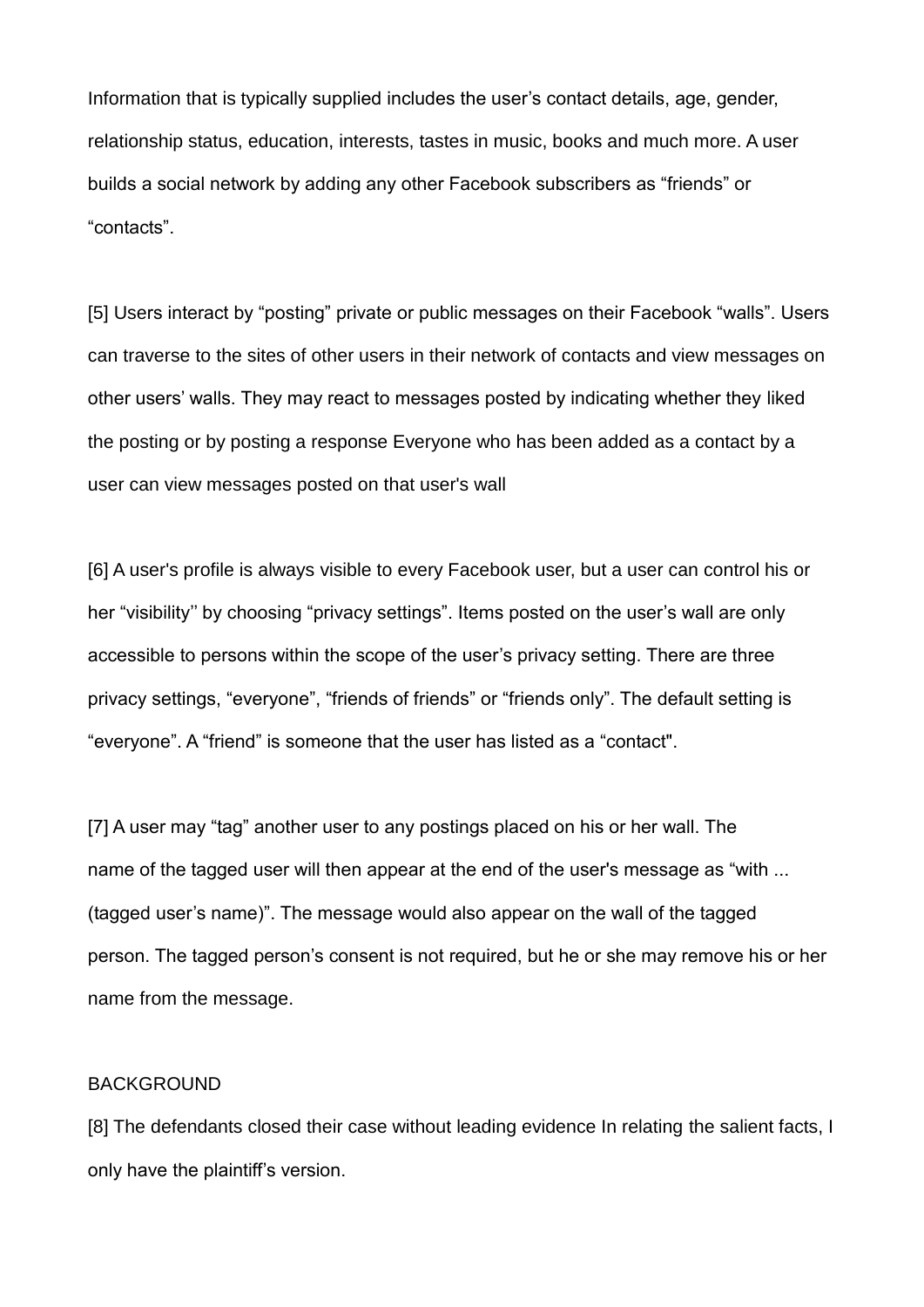Information that is typically supplied includes the user's contact details, age, gender, relationship status, education, interests, tastes in music, books and much more. A user builds a social network by adding any other Facebook subscribers as "friends" or "contacts".

[5] Users interact by "posting" private or public messages on their Facebook "walls". Users can traverse to the sites of other users in their network of contacts and view messages on other users' walls. They may react to messages posted by indicating whether they liked the posting or by posting a response Everyone who has been added as a contact by a user can view messages posted on that user's wall

[6] A user's profile is always visible to every Facebook user, but a user can control his or her "visibility'' by choosing "privacy settings". Items posted on the user's wall are only accessible to persons within the scope of the user's privacy setting. There are three privacy settings, "everyone", "friends of friends" or "friends only". The default setting is "everyone". A "friend" is someone that the user has listed as a "contact".

[7] A user may "tag" another user to any postings placed on his or her wall. The name of the tagged user will then appear at the end of the user's message as "with ... (tagged user's name)". The message would also appear on the wall of the tagged person. The tagged person's consent is not required, but he or she may remove his or her name from the message.

BACKGROUND

[8] The defendants closed their case without leading evidence In relating the salient facts, I only have the plaintiff's version.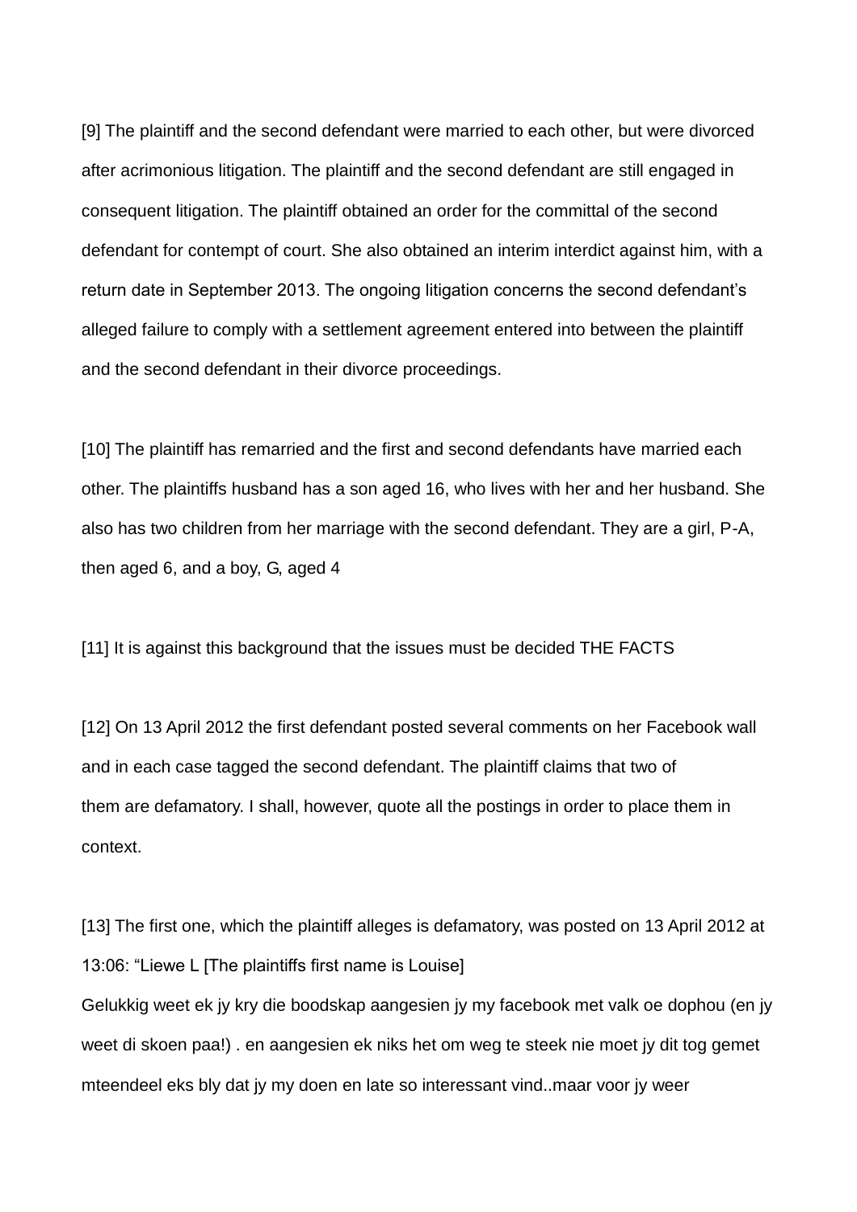[9] The plaintiff and the second defendant were married to each other, but were divorced after acrimonious litigation. The plaintiff and the second defendant are still engaged in consequent litigation. The plaintiff obtained an order for the committal of the second defendant for contempt of court. She also obtained an interim interdict against him, with a return date in September 2013. The ongoing litigation concerns the second defendant's alleged failure to comply with a settlement agreement entered into between the plaintiff and the second defendant in their divorce proceedings.

[10] The plaintiff has remarried and the first and second defendants have married each other. The plaintiffs husband has a son aged 16, who lives with her and her husband. She also has two children from her marriage with the second defendant. They are a girl, P-A, then aged 6, and a boy, G, aged 4

[11] It is against this background that the issues must be decided THE FACTS

[12] On 13 April 2012 the first defendant posted several comments on her Facebook wall and in each case tagged the second defendant. The plaintiff claims that two of them are defamatory. I shall, however, quote all the postings in order to place them in context.

[13] The first one, which the plaintiff alleges is defamatory, was posted on 13 April 2012 at 13:06: "Liewe L [The plaintiffs first name is Louise]
Gelukkig weet ek jy kry die boodskap aangesien jy my facebook met valk oe dophou (en jy weet di skoen paa!) . en aangesien ek niks het om weg te steek nie moet jy dit tog gemet mteendeel eks bly dat jy my doen en late so interessant vind..maar voor jy weer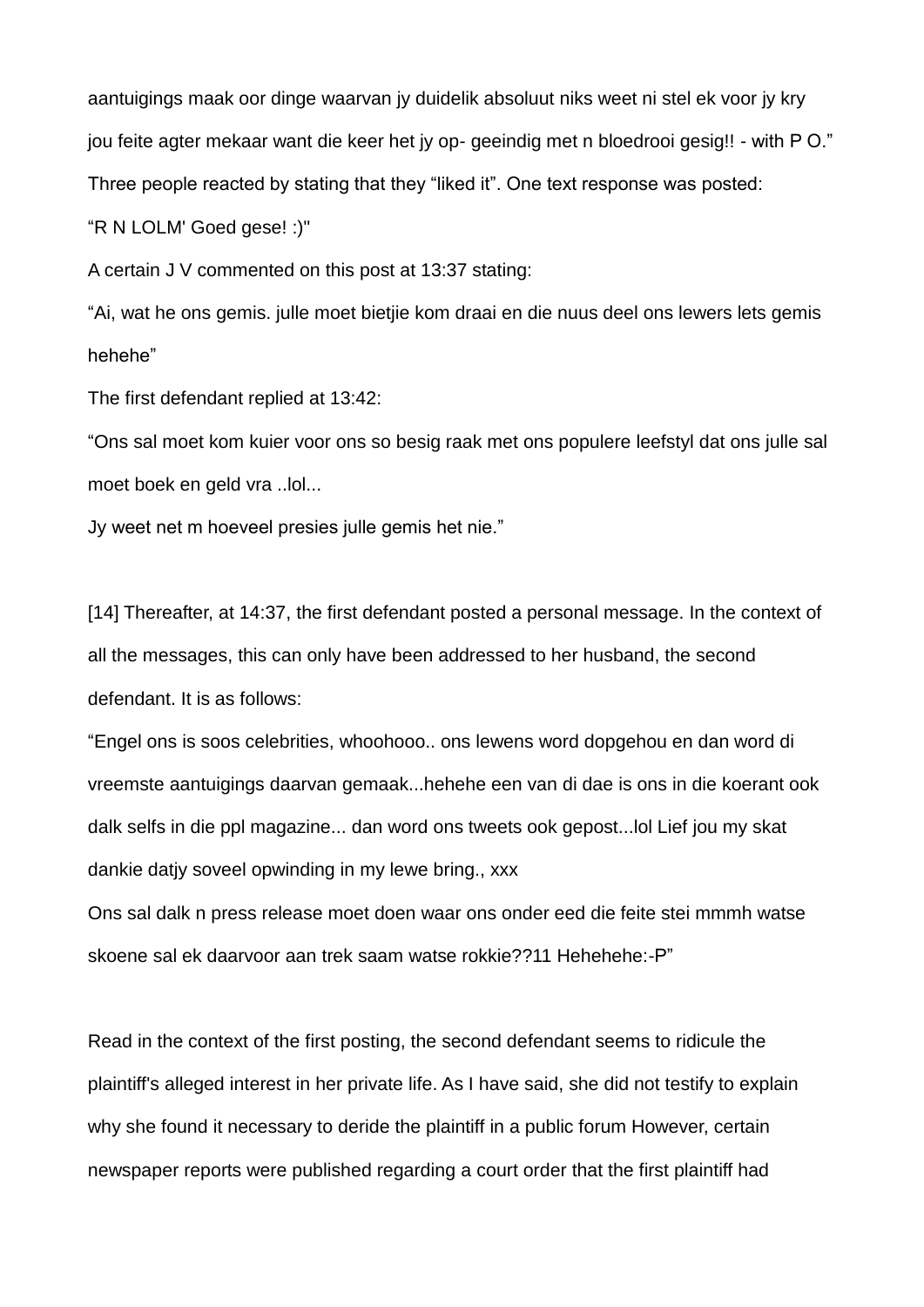aantuigings maak oor dinge waarvan jy duidelik absoluut niks weet ni stel ek voor jy kry jou feite agter mekaar want die keer het jy op- geeindig met n bloedrooi gesig!! - with P O."

Three people reacted by stating that they "liked it". One text response was posted:

"R N LOLM' Goed gese! :)"

A certain J V commented on this post at 13:37 stating:

"Ai, wat he ons gemis. julle moet bietjie kom draai en die nuus deel ons lewers lets gemis hehehe"

The first defendant replied at 13:42:

"Ons sal moet kom kuier voor ons so besig raak met ons populere leefstyl dat ons julle sal moet boek en geld vra ..lol...

Jy weet net m hoeveel presies julle gemis het nie."

[14] Thereafter, at 14:37, the first defendant posted a personal message. In the context of all the messages, this can only have been addressed to her husband, the second defendant. It is as follows:

"Engel ons is soos celebrities, whoohooo.. ons lewens word dopgehou en dan word di vreemste aantuigings daarvan gemaak...hehehe een van di dae is ons in die koerant ook dalk selfs in die ppl magazine... dan word ons tweets ook gepost...lol Lief jou my skat dankie datjy soveel opwinding in my lewe bring., xxx

Ons sal dalk n press release moet doen waar ons onder eed die feite stei mmmh watse skoene sal ek daarvoor aan trek saam watse rokkie??11 Hehehehe:-P"

Read in the context of the first posting, the second defendant seems to ridicule the plaintiff's alleged interest in her private life. As I have said, she did not testify to explain why she found it necessary to deride the plaintiff in a public forum However, certain newspaper reports were published regarding a court order that the first plaintiff had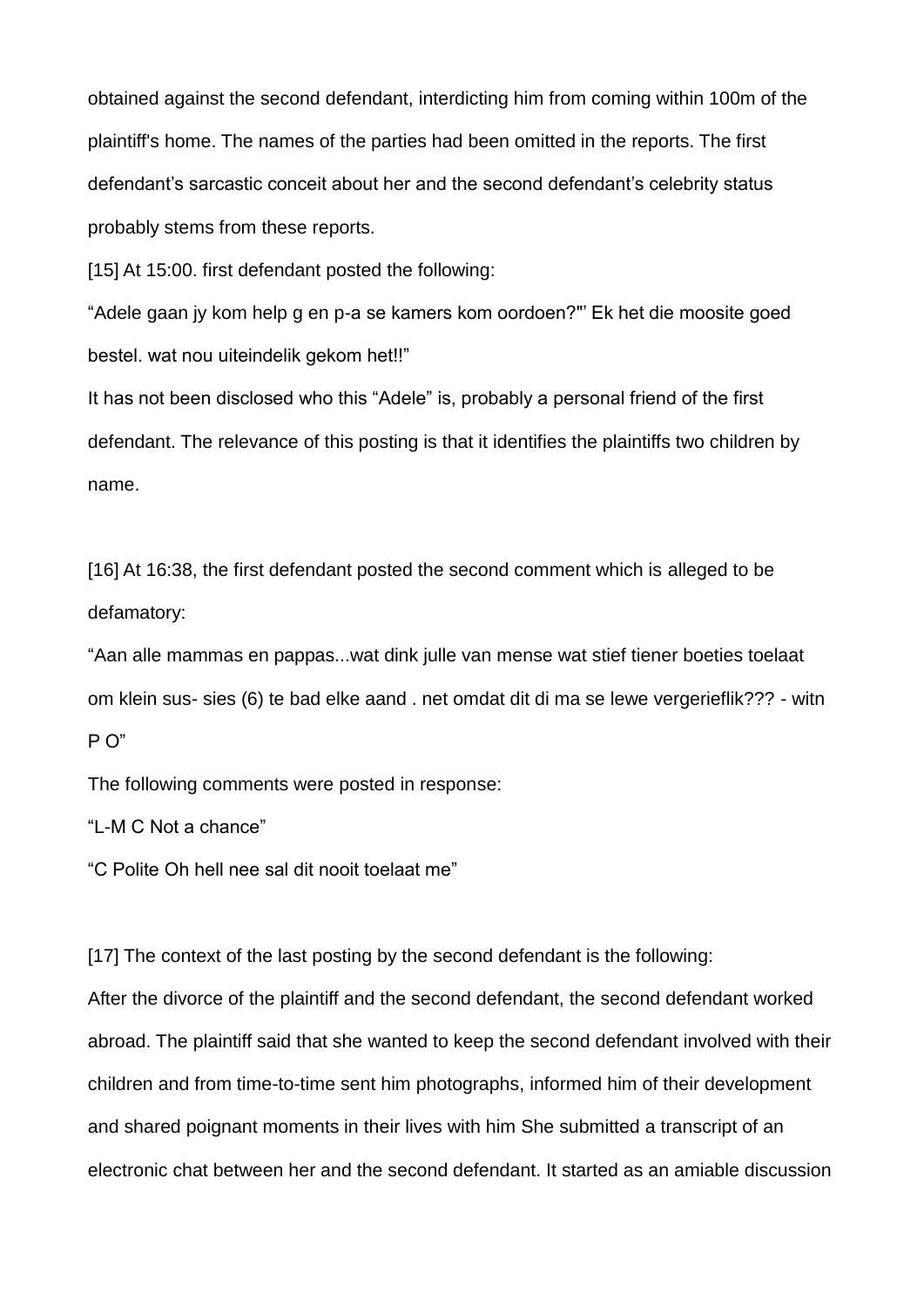obtained against the second defendant, interdicting him from coming within 100m of the plaintiff's home. The names of the parties had been omitted in the reports. The first defendant's sarcastic conceit about her and the second defendant's celebrity status probably stems from these reports.

[15] At 15:00. first defendant posted the following:

"Adele gaan jy kom help g en p-a se kamers kom oordoen?"' Ek het die moosite goed bestel. wat nou uiteindelik gekom het!!"

It has not been disclosed who this "Adele" is, probably a personal friend of the first defendant. The relevance of this posting is that it identifies the plaintiffs two children by name.

[16] At 16:38, the first defendant posted the second comment which is alleged to be defamatory:

"Aan alle mammas en pappas...wat dink julle van mense wat stief tiener boeties toelaat om klein sus- sies (6) te bad elke aand . net omdat dit di ma se lewe vergerieflik??? - witn P O"

The following comments were posted in response:

"L-M C Not a chance"

"C Polite Oh hell nee sal dit nooit toelaat me"

[17] The context of the last posting by the second defendant is the following:

After the divorce of the plaintiff and the second defendant, the second defendant worked abroad. The plaintiff said that she wanted to keep the second defendant involved with their children and from time-to-time sent him photographs, informed him of their development and shared poignant moments in their lives with him She submitted a transcript of an electronic chat between her and the second defendant. It started as an amiable discussion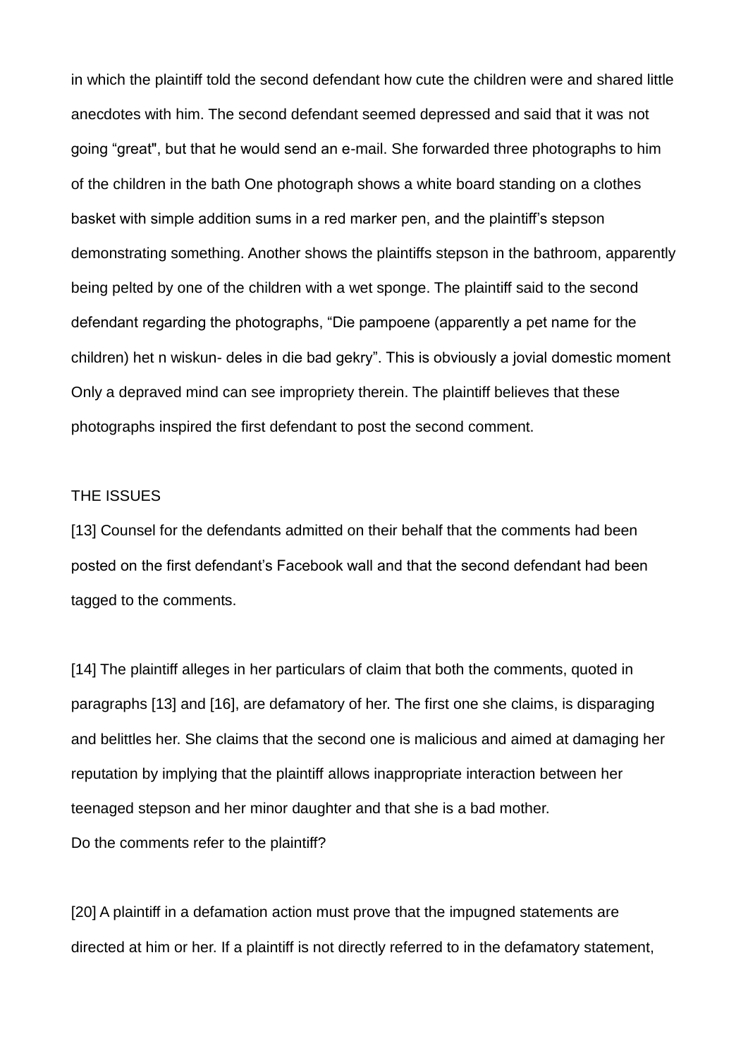in which the plaintiff told the second defendant how cute the children were and shared little anecdotes with him. The second defendant seemed depressed and said that it was not going "great", but that he would send an e-mail. She forwarded three photographs to him of the children in the bath One photograph shows a white board standing on a clothes basket with simple addition sums in a red marker pen, and the plaintiff's stepson demonstrating something. Another shows the plaintiffs stepson in the bathroom, apparently being pelted by one of the children with a wet sponge. The plaintiff said to the second defendant regarding the photographs, "Die pampoene (apparently a pet name for the children) het n wiskun- deles in die bad gekry". This is obviously a jovial domestic moment Only a depraved mind can see impropriety therein. The plaintiff believes that these photographs inspired the first defendant to post the second comment.

THE ISSUES

[13] Counsel for the defendants admitted on their behalf that the comments had been posted on the first defendant's Facebook wall and that the second defendant had been tagged to the comments.

[14] The plaintiff alleges in her particulars of claim that both the comments, quoted in paragraphs [13] and [16], are defamatory of her. The first one she claims, is disparaging and belittles her. She claims that the second one is malicious and aimed at damaging her reputation by implying that the plaintiff allows inappropriate interaction between her teenaged stepson and her minor daughter and that she is a bad mother.

Do the comments refer to the plaintiff?

[20] A plaintiff in a defamation action must prove that the impugned statements are directed at him or her. If a plaintiff is not directly referred to in the defamatory statement,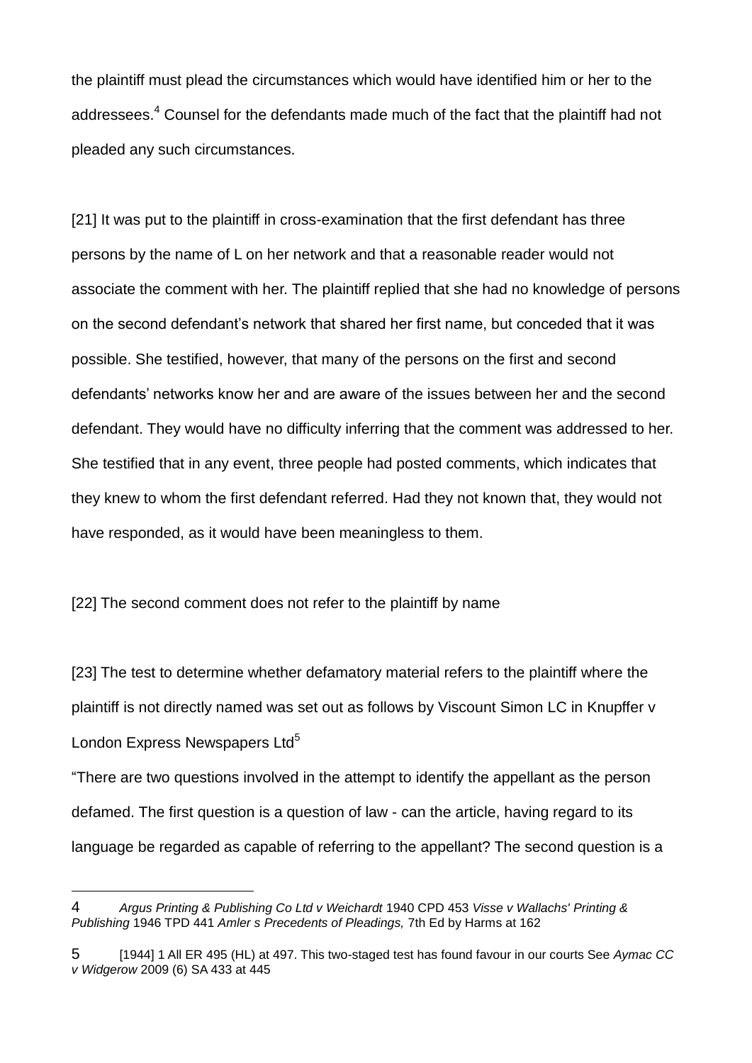the plaintiff must plead the circumstances which would have identified him or her to the addressees.[4] Counsel for the defendants made much of the fact that the plaintiff had not pleaded any such circumstances.

[21] It was put to the plaintiff in cross-examination that the first defendant has three persons by the name of L on her network and that a reasonable reader would not associate the comment with her. The plaintiff replied that she had no knowledge of persons on the second defendant's network that shared her first name, but conceded that it was possible. She testified, however, that many of the persons on the first and second defendants' networks know her and are aware of the issues between her and the second defendant. They would have no difficulty inferring that the comment was addressed to her. She testified that in any event, three people had posted comments, which indicates that they knew to whom the first defendant referred. Had they not known that, they would not have responded, as it would have been meaningless to them.

[22] The second comment does not refer to the plaintiff by name

[23] The test to determine whether defamatory material refers to the plaintiff where the plaintiff is not directly named was set out as follows by Viscount Simon LC in Knupffer v London Express Newspapers Ltd[5]

"There are two questions involved in the attempt to identify the appellant as the person defamed. The first question is a question of law - can the article, having regard to its language be regarded as capable of referring to the appellant? The second question is a

---

4 *Argus Printing & Publishing Co Ltd v Weichardt* 1940 CPD 453 *Visse v Wallachs' Printing & Publishing* 1946 TPD 441 *Amler s Precedents of Pleadings,* 7th Ed by Harms at 162

5 [1944] 1 All ER 495 (HL) at 497. This two-staged test has found favour in our courts See *Aymac CC v Widgerow* 2009 (6) SA 433 at 445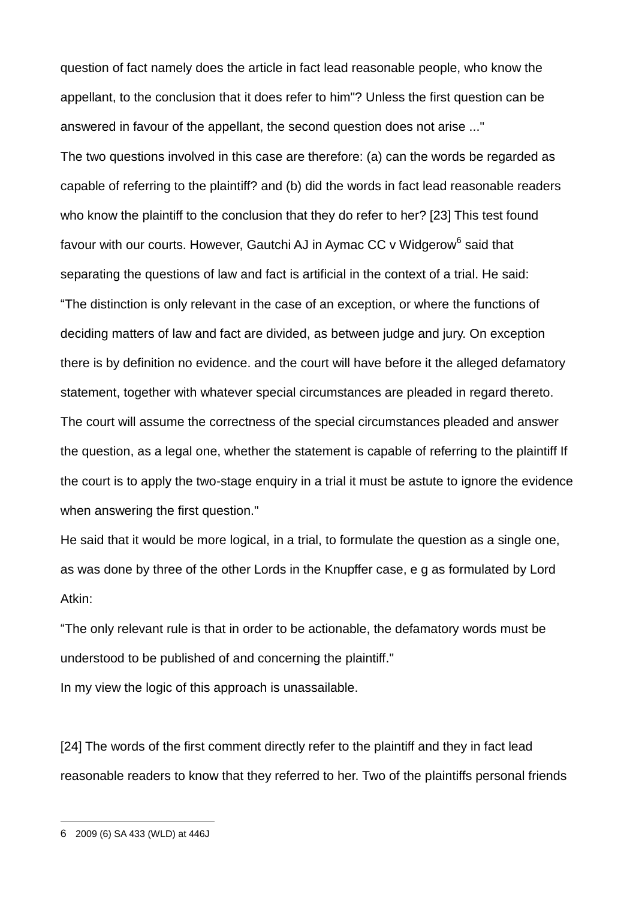question of fact namely does the article in fact lead reasonable people, who know the appellant, to the conclusion that it does refer to him"? Unless the first question can be answered in favour of the appellant, the second question does not arise ..."

The two questions involved in this case are therefore: (a) can the words be regarded as capable of referring to the plaintiff? and (b) did the words in fact lead reasonable readers who know the plaintiff to the conclusion that they do refer to her? [23] This test found favour with our courts. However, Gautchi AJ in Aymac CC v Widgerow[6] said that separating the questions of law and fact is artificial in the context of a trial. He said:

“The distinction is only relevant in the case of an exception, or where the functions of deciding matters of law and fact are divided, as between judge and jury. On exception there is by definition no evidence. and the court will have before it the alleged defamatory statement, together with whatever special circumstances are pleaded in regard thereto. The court will assume the correctness of the special circumstances pleaded and answer the question, as a legal one, whether the statement is capable of referring to the plaintiff If the court is to apply the two-stage enquiry in a trial it must be astute to ignore the evidence when answering the first question."

He said that it would be more logical, in a trial, to formulate the question as a single one, as was done by three of the other Lords in the Knupffer case, e g as formulated by Lord Atkin:

“The only relevant rule is that in order to be actionable, the defamatory words must be understood to be published of and concerning the plaintiff."

In my view the logic of this approach is unassailable.

[24] The words of the first comment directly refer to the plaintiff and they in fact lead reasonable readers to know that they referred to her. Two of the plaintiffs personal friends

---

6 2009 (6) SA 433 (WLD) at 446J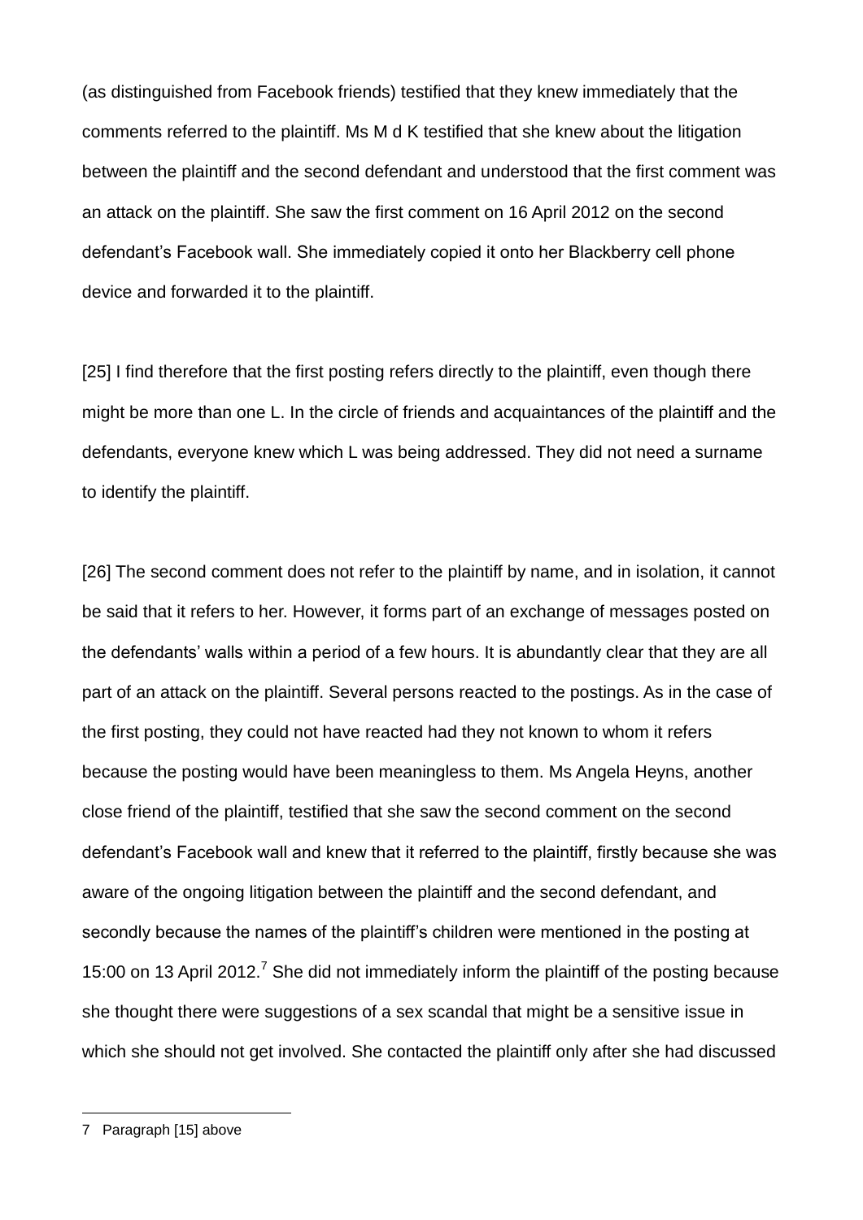(as distinguished from Facebook friends) testified that they knew immediately that the comments referred to the plaintiff. Ms M d K testified that she knew about the litigation between the plaintiff and the second defendant and understood that the first comment was an attack on the plaintiff. She saw the first comment on 16 April 2012 on the second defendant's Facebook wall. She immediately copied it onto her Blackberry cell phone device and forwarded it to the plaintiff.

[25] I find therefore that the first posting refers directly to the plaintiff, even though there might be more than one L. In the circle of friends and acquaintances of the plaintiff and the defendants, everyone knew which L was being addressed. They did not need a surname to identify the plaintiff.

[26] The second comment does not refer to the plaintiff by name, and in isolation, it cannot be said that it refers to her. However, it forms part of an exchange of messages posted on the defendants' walls within a period of a few hours. It is abundantly clear that they are all part of an attack on the plaintiff. Several persons reacted to the postings. As in the case of the first posting, they could not have reacted had they not known to whom it refers because the posting would have been meaningless to them. Ms Angela Heyns, another close friend of the plaintiff, testified that she saw the second comment on the second defendant's Facebook wall and knew that it referred to the plaintiff, firstly because she was aware of the ongoing litigation between the plaintiff and the second defendant, and secondly because the names of the plaintiff's children were mentioned in the posting at 15:00 on 13 April 2012.[7] She did not immediately inform the plaintiff of the posting because she thought there were suggestions of a sex scandal that might be a sensitive issue in which she should not get involved. She contacted the plaintiff only after she had discussed

---

7 Paragraph [15] above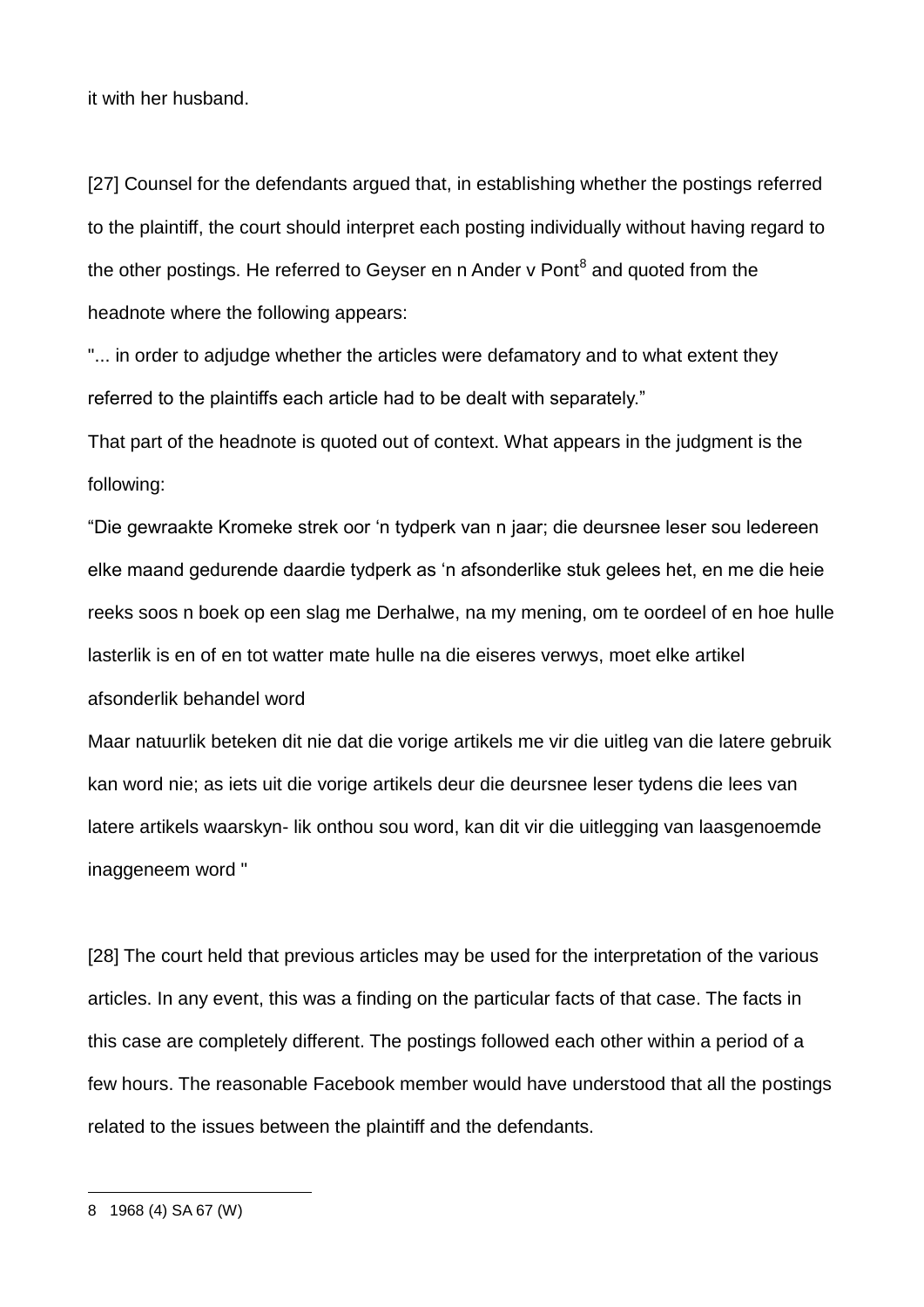it with her husband.

[27] Counsel for the defendants argued that, in establishing whether the postings referred to the plaintiff, the court should interpret each posting individually without having regard to the other postings. He referred to Geyser en n Ander v Pont[8] and quoted from the headnote where the following appears:

"... in order to adjudge whether the articles were defamatory and to what extent they referred to the plaintiffs each article had to be dealt with separately."

That part of the headnote is quoted out of context. What appears in the judgment is the following:

"Die gewraakte Kromeke strek oor 'n tydperk van n jaar; die deursnee leser sou Iedereen elke maand gedurende daardie tydperk as 'n afsonderlike stuk gelees het, en me die heie reeks soos n boek op een slag me Derhalwe, na my mening, om te oordeel of en hoe hulle lasterlik is en of en tot watter mate hulle na die eiseres verwys, moet elke artikel afsonderlik behandel word

Maar natuurlik beteken dit nie dat die vorige artikels me vir die uitleg van die latere gebruik kan word nie; as iets uit die vorige artikels deur die deursnee leser tydens die lees van latere artikels waarskyn- lik onthou sou word, kan dit vir die uitlegging van laasgenoemde inaggeneem word "

[28] The court held that previous articles may be used for the interpretation of the various articles. In any event, this was a finding on the particular facts of that case. The facts in this case are completely different. The postings followed each other within a period of a few hours. The reasonable Facebook member would have understood that all the postings related to the issues between the plaintiff and the defendants.

---

8 1968 (4) SA 67 (W)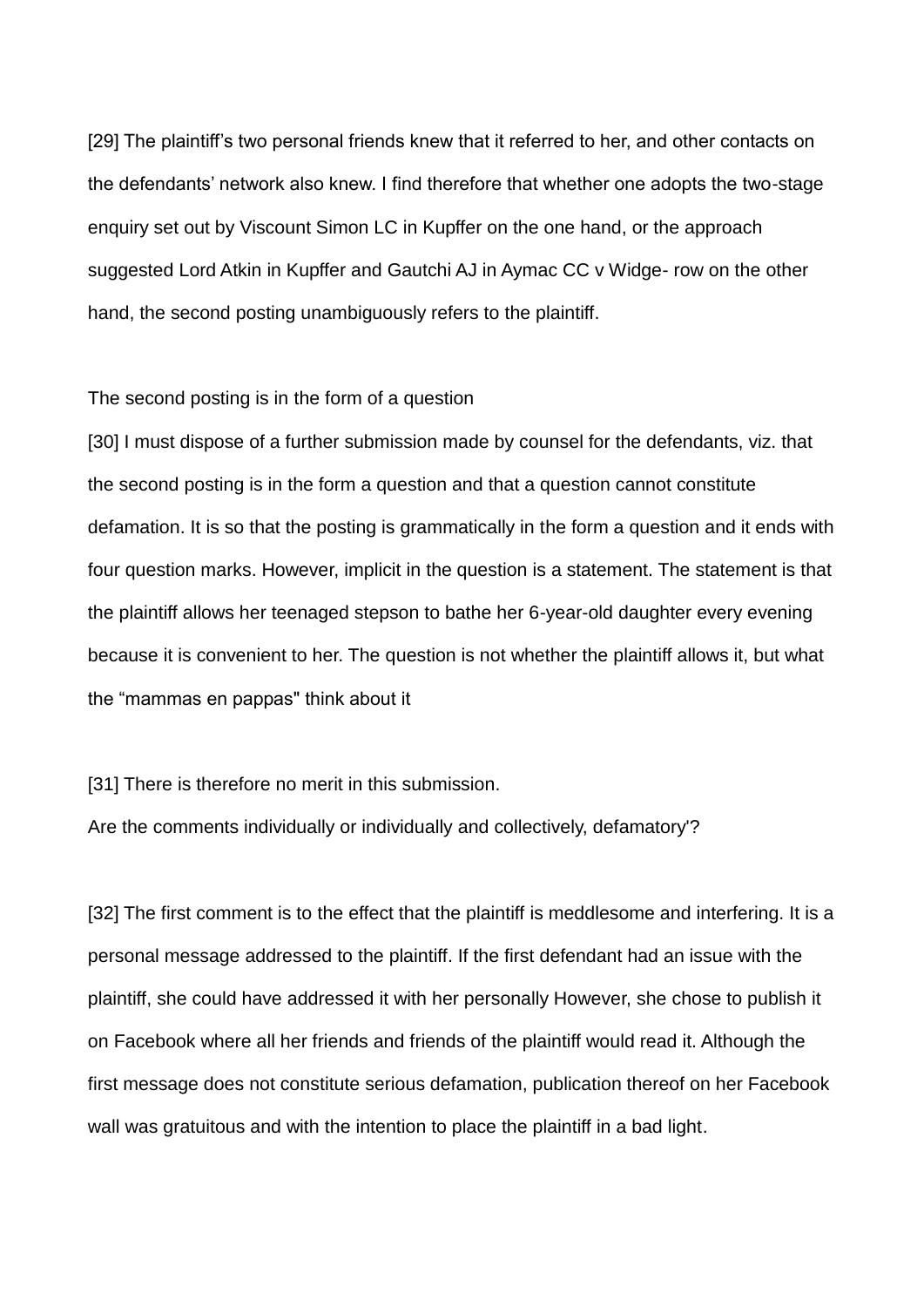[29] The plaintiff's two personal friends knew that it referred to her, and other contacts on the defendants' network also knew. I find therefore that whether one adopts the two-stage enquiry set out by Viscount Simon LC in Kupffer on the one hand, or the approach suggested Lord Atkin in Kupffer and Gautchi AJ in Aymac CC v Widge- row on the other hand, the second posting unambiguously refers to the plaintiff.

The second posting is in the form of a question

[30] I must dispose of a further submission made by counsel for the defendants, viz. that the second posting is in the form a question and that a question cannot constitute defamation. It is so that the posting is grammatically in the form a question and it ends with four question marks. However, implicit in the question is a statement. The statement is that the plaintiff allows her teenaged stepson to bathe her 6-year-old daughter every evening because it is convenient to her. The question is not whether the plaintiff allows it, but what the "mammas en pappas" think about it

[31] There is therefore no merit in this submission.

Are the comments individually or individually and collectively, defamatory'?

[32] The first comment is to the effect that the plaintiff is meddlesome and interfering. It is a personal message addressed to the plaintiff. If the first defendant had an issue with the plaintiff, she could have addressed it with her personally However, she chose to publish it on Facebook where all her friends and friends of the plaintiff would read it. Although the first message does not constitute serious defamation, publication thereof on her Facebook wall was gratuitous and with the intention to place the plaintiff in a bad light.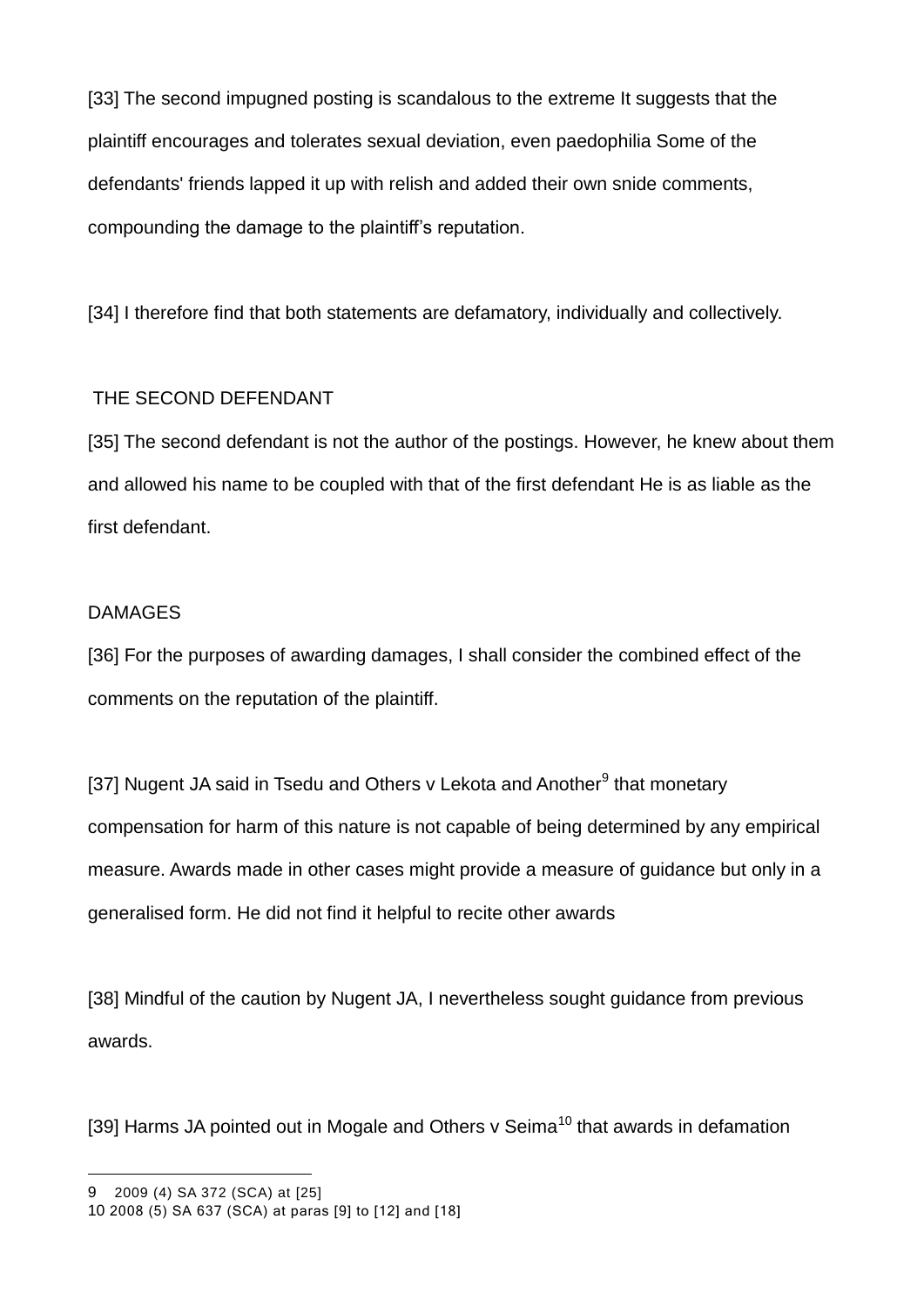[33] The second impugned posting is scandalous to the extreme It suggests that the plaintiff encourages and tolerates sexual deviation, even paedophilia Some of the defendants' friends lapped it up with relish and added their own snide comments, compounding the damage to the plaintiff's reputation.

[34] I therefore find that both statements are defamatory, individually and collectively.

THE SECOND DEFENDANT

[35] The second defendant is not the author of the postings. However, he knew about them and allowed his name to be coupled with that of the first defendant He is as liable as the first defendant.

DAMAGES

[36] For the purposes of awarding damages, I shall consider the combined effect of the comments on the reputation of the plaintiff.

[37] Nugent JA said in Tsedu and Others v Lekota and Another[9] that monetary compensation for harm of this nature is not capable of being determined by any empirical measure. Awards made in other cases might provide a measure of guidance but only in a generalised form. He did not find it helpful to recite other awards

[38] Mindful of the caution by Nugent JA, I nevertheless sought guidance from previous awards.

[39] Harms JA pointed out in Mogale and Others v Seima[10] that awards in defamation

---

9 2009 (4) SA 372 (SCA) at [25]

10 2008 (5) SA 637 (SCA) at paras [9] to [12] and [18]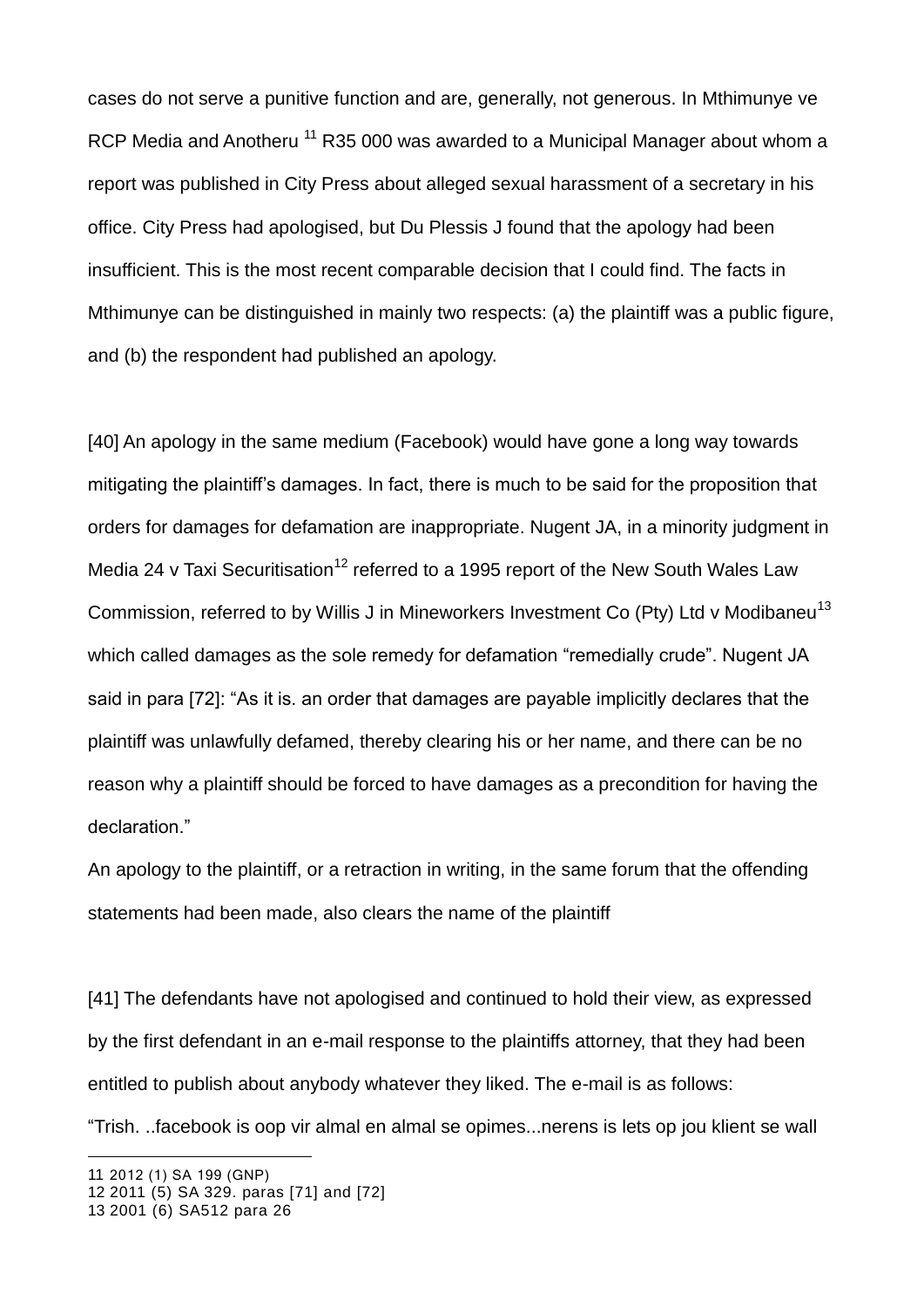cases do not serve a punitive function and are, generally, not generous. In Mthimunye ve RCP Media and Anotheru [11] R35 000 was awarded to a Municipal Manager about whom a report was published in City Press about alleged sexual harassment of a secretary in his office. City Press had apologised, but Du Plessis J found that the apology had been insufficient. This is the most recent comparable decision that I could find. The facts in Mthimunye can be distinguished in mainly two respects: (a) the plaintiff was a public figure, and (b) the respondent had published an apology.

[40] An apology in the same medium (Facebook) would have gone a long way towards mitigating the plaintiff's damages. In fact, there is much to be said for the proposition that orders for damages for defamation are inappropriate. Nugent JA, in a minority judgment in Media 24 v Taxi Securitisation[12] referred to a 1995 report of the New South Wales Law Commission, referred to by Willis J in Mineworkers Investment Co (Pty) Ltd v Modibaneu[13] which called damages as the sole remedy for defamation "remedially crude". Nugent JA said in para [72]: "As it is. an order that damages are payable implicitly declares that the plaintiff was unlawfully defamed, thereby clearing his or her name, and there can be no reason why a plaintiff should be forced to have damages as a precondition for having the declaration."

An apology to the plaintiff, or a retraction in writing, in the same forum that the offending statements had been made, also clears the name of the plaintiff

[41] The defendants have not apologised and continued to hold their view, as expressed by the first defendant in an e-mail response to the plaintiffs attorney, that they had been entitled to publish about anybody whatever they liked. The e-mail is as follows:

"Trish. ..facebook is oop vir almal en almal se opimes...nerens is lets op jou klient se wall

---

11 2012 (1) SA 199 (GNP)

12 2011 (5) SA 329. paras [71] and [72]

13 2001 (6) SA512 para 26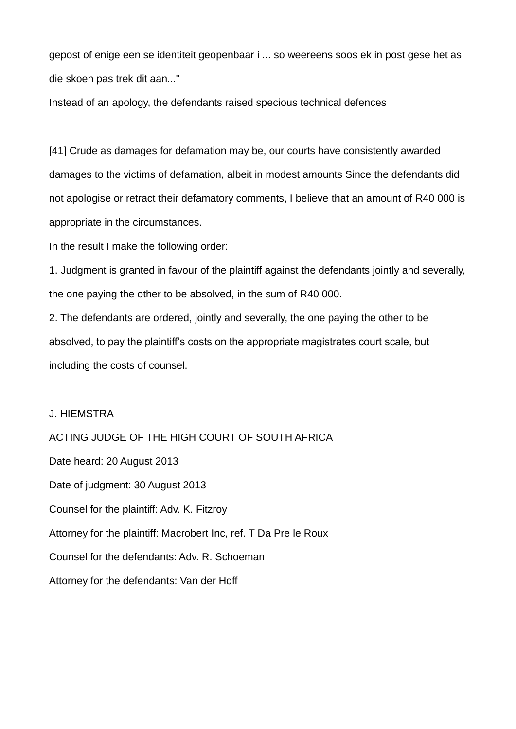gepost of enige een se identiteit geopenbaar i ... so weereens soos ek in post gese het as die skoen pas trek dit aan..."

Instead of an apology, the defendants raised specious technical defences

[41] Crude as damages for defamation may be, our courts have consistently awarded damages to the victims of defamation, albeit in modest amounts Since the defendants did not apologise or retract their defamatory comments, I believe that an amount of R40 000 is appropriate in the circumstances.

In the result I make the following order:

1. Judgment is granted in favour of the plaintiff against the defendants jointly and severally, the one paying the other to be absolved, in the sum of R40 000.
2. The defendants are ordered, jointly and severally, the one paying the other to be absolved, to pay the plaintiff's costs on the appropriate magistrates court scale, but including the costs of counsel.

J. HIEMSTRA

ACTING JUDGE OF THE HIGH COURT OF SOUTH AFRICA

Date heard: 20 August 2013

Date of judgment: 30 August 2013

Counsel for the plaintiff: Adv. K. Fitzroy

Attorney for the plaintiff: Macrobert Inc, ref. T Da Pre le Roux

Counsel for the defendants: Adv. R. Schoeman

Attorney for the defendants: Van der Hoff